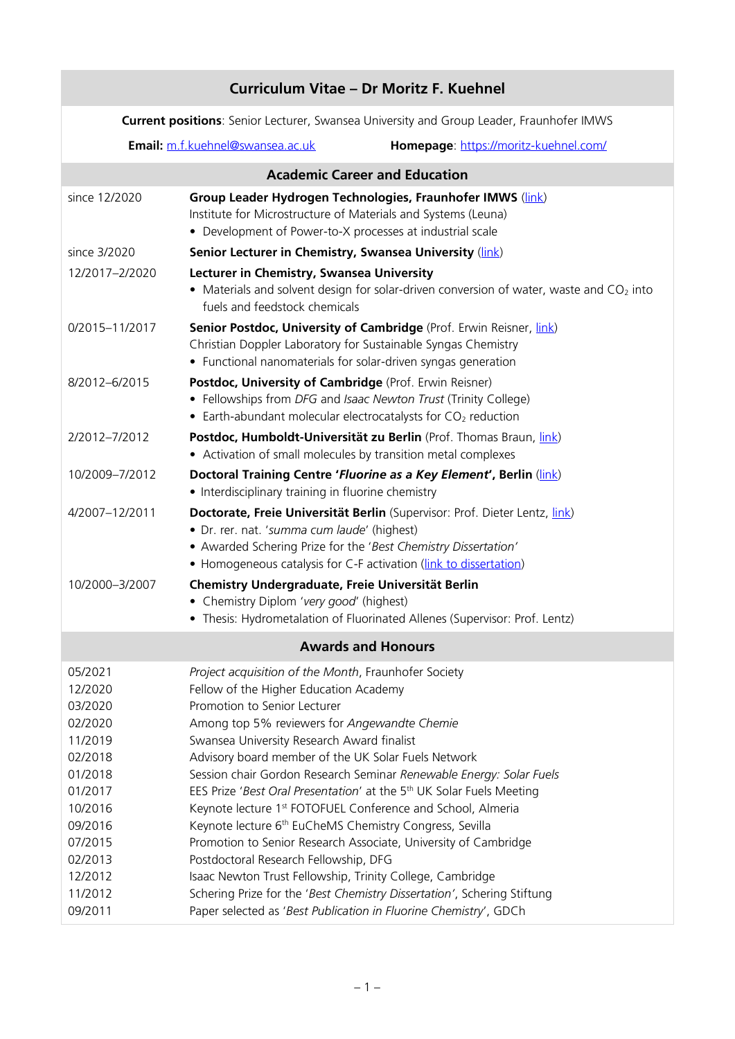# Curriculum Vitae – Dr Moritz F. Kuehnel

**Current positions**: Senior Lecturer, Swansea University and Group Leader, Fraunhofer IMWS

**Email:** m.f.kuehnel@swansea.ac.uk **Homepage**: https://moritz-kuehnel.com/

## Academic Career and Education

| | |
|---|---|
| since 12/2020 | **Group Leader Hydrogen Technologies, Fraunhofer IMWS** (link)<br>Institute for Microstructure of Materials and Systems (Leuna)<br>• Development of Power-to-X processes at industrial scale |
| since 3/2020 | **Senior Lecturer in Chemistry, Swansea University** (link) |
| 12/2017–2/2020 | **Lecturer in Chemistry, Swansea University**<br>• Materials and solvent design for solar-driven conversion of water, waste and $CO_2$ into fuels and feedstock chemicals |
| 0/2015–11/2017 | **Senior Postdoc, University of Cambridge** (Prof. Erwin Reisner, link)<br>Christian Doppler Laboratory for Sustainable Syngas Chemistry<br>• Functional nanomaterials for solar-driven syngas generation |
| 8/2012–6/2015 | **Postdoc, University of Cambridge** (Prof. Erwin Reisner)<br>• Fellowships from *DFG* and *Isaac Newton Trust* (Trinity College)<br>• Earth-abundant molecular electrocatalysts for $CO_2$ reduction |
| 2/2012–7/2012 | **Postdoc, Humboldt-Universität zu Berlin** (Prof. Thomas Braun, link)<br>• Activation of small molecules by transition metal complexes |
| 10/2009–7/2012 | **Doctoral Training Centre '*Fluorine as a Key Element*', Berlin** (link)<br>• Interdisciplinary training in fluorine chemistry |
| 4/2007–12/2011 | **Doctorate, Freie Universität Berlin** (Supervisor: Prof. Dieter Lentz, link)<br>• Dr. rer. nat. '*summa cum laude*' (highest)<br>• Awarded Schering Prize for the '*Best Chemistry Dissertation*'<br>• Homogeneous catalysis for C-F activation (link to dissertation) |
| 10/2000–3/2007 | **Chemistry Undergraduate, Freie Universität Berlin**<br>• Chemistry Diplom '*very good*' (highest)<br>• Thesis: Hydrometalation of Fluorinated Allenes (Supervisor: Prof. Lentz) |

## Awards and Honours

| | |
|---|---|
| 05/2021 | *Project acquisition of the Month*, Fraunhofer Society |
| 12/2020 | Fellow of the Higher Education Academy |
| 03/2020 | Promotion to Senior Lecturer |
| 02/2020 | Among top 5% reviewers for *Angewandte Chemie* |
| 11/2019 | Swansea University Research Award finalist |
| 02/2018 | Advisory board member of the UK Solar Fuels Network |
| 01/2018 | Session chair Gordon Research Seminar *Renewable Energy: Solar Fuels* |
| 01/2017 | EES Prize '*Best Oral Presentation*' at the 5th UK Solar Fuels Meeting |
| 10/2016 | Keynote lecture 1st FOTOFUEL Conference and School, Almeria |
| 09/2016 | Keynote lecture 6th EuCheMS Chemistry Congress, Sevilla |
| 07/2015 | Promotion to Senior Research Associate, University of Cambridge |
| 02/2013 | Postdoctoral Research Fellowship, DFG |
| 12/2012 | Isaac Newton Trust Fellowship, Trinity College, Cambridge |
| 11/2012 | Schering Prize for the '*Best Chemistry Dissertation*', Schering Stiftung |
| 09/2011 | Paper selected as '*Best Publication in Fluorine Chemistry*', GDCh |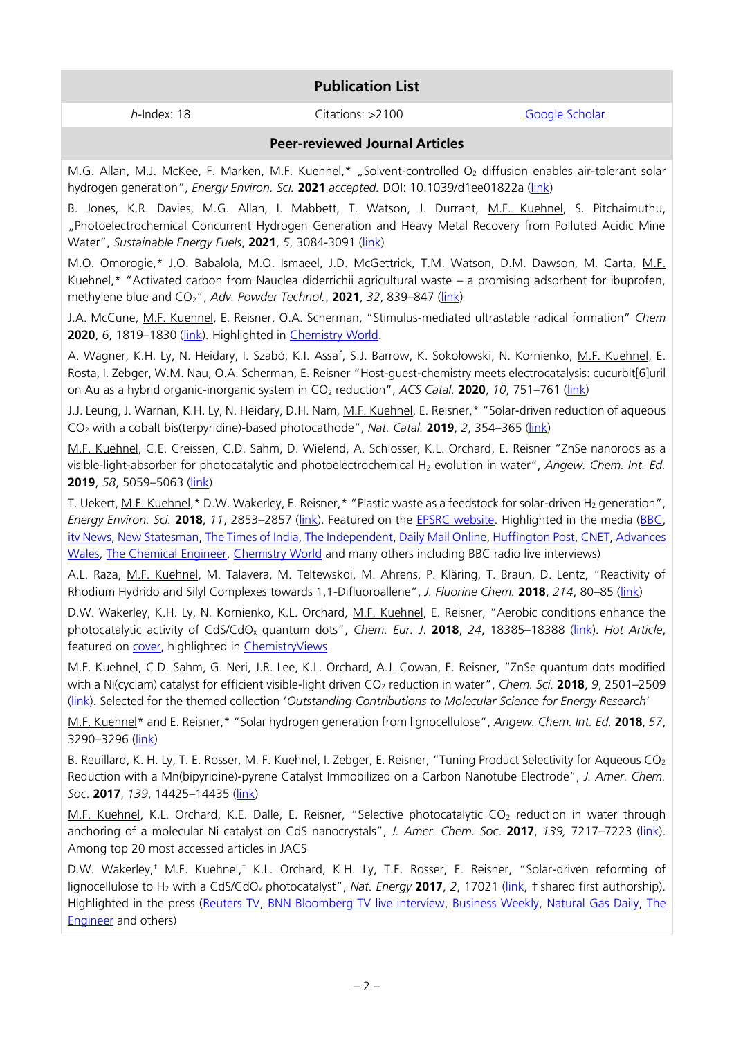## Publication List

| *h*-Index: 18 | Citations: >2100 | Google Scholar |
|---|---|---|

### Peer-reviewed Journal Articles

M.G. Allan, M.J. McKee, F. Marken, M.F. Kuehnel,* „Solvent-controlled $O_2$ diffusion enables air-tolerant solar hydrogen generation", *Energy Environ. Sci.* **2021** *accepted.* DOI: 10.1039/d1ee01822a (link)

B. Jones, K.R. Davies, M.G. Allan, I. Mabbett, T. Watson, J. Durrant, M.F. Kuehnel, S. Pitchaimuthu, „Photoelectrochemical Concurrent Hydrogen Generation and Heavy Metal Recovery from Polluted Acidic Mine Water", *Sustainable Energy Fuels*, **2021**, *5*, 3084-3091 (link)

M.O. Omorogie,* J.O. Babalola, M.O. Ismaeel, J.D. McGettrick, T.M. Watson, D.M. Dawson, M. Carta, M.F. Kuehnel,* "Activated carbon from Nauclea diderrichii agricultural waste – a promising adsorbent for ibuprofen, methylene blue and $CO_2$", *Adv. Powder Technol.*, **2021**, *32*, 839–847 (link)

J.A. McCune, M.F. Kuehnel, E. Reisner, O.A. Scherman, "Stimulus-mediated ultrastable radical formation" *Chem* **2020**, *6*, 1819–1830 (link). Highlighted in Chemistry World.

A. Wagner, K.H. Ly, N. Heidary, I. Szabó, K.I. Assaf, S.J. Barrow, K. Sokołowski, N. Kornienko, M.F. Kuehnel, E. Rosta, I. Zebger, W.M. Nau, O.A. Scherman, E. Reisner "Host-guest-chemistry meets electrocatalysis: cucurbit[6]uril on Au as a hybrid organic-inorganic system in $CO_2$ reduction", *ACS Catal.* **2020**, *10*, 751–761 (link)

J.J. Leung, J. Warnan, K.H. Ly, N. Heidary, D.H. Nam, M.F. Kuehnel, E. Reisner,* "Solar-driven reduction of aqueous $CO_2$ with a cobalt bis(terpyridine)-based photocathode", *Nat. Catal.* **2019**, *2*, 354–365 (link)

M.F. Kuehnel, C.E. Creissen, C.D. Sahm, D. Wielend, A. Schlosser, K.L. Orchard, E. Reisner "ZnSe nanorods as a visible-light-absorber for photocatalytic and photoelectrochemical $H_2$ evolution in water", *Angew. Chem. Int. Ed.* **2019**, *58*, 5059–5063 (link)

T. Uekert, M.F. Kuehnel,* D.W. Wakerley, E. Reisner,* "Plastic waste as a feedstock for solar-driven $H_2$ generation", *Energy Environ. Sci.* **2018**, *11*, 2853–2857 (link). Featured on the EPSRC website. Highlighted in the media (BBC, itv News, New Statesman, The Times of India, The Independent, Daily Mail Online, Huffington Post, CNET, Advances Wales, The Chemical Engineer, Chemistry World and many others including BBC radio live interviews)

A.L. Raza, M.F. Kuehnel, M. Talavera, M. Teltewskoi, M. Ahrens, P. Kläring, T. Braun, D. Lentz, "Reactivity of Rhodium Hydrido and Silyl Complexes towards 1,1-Difluoroallene", *J. Fluorine Chem.* **2018**, *214*, 80–85 (link)

D.W. Wakerley, K.H. Ly, N. Kornienko, K.L. Orchard, M.F. Kuehnel, E. Reisner, "Aerobic conditions enhance the photocatalytic activity of CdS/$CdO_x$ quantum dots", *Chem. Eur. J.* **2018**, *24*, 18385–18388 (link). *Hot Article*, featured on cover, highlighted in ChemistryViews

M.F. Kuehnel, C.D. Sahm, G. Neri, J.R. Lee, K.L. Orchard, A.J. Cowan, E. Reisner, "ZnSe quantum dots modified with a Ni(cyclam) catalyst for efficient visible-light driven $CO_2$ reduction in water", *Chem. Sci.* **2018**, *9*, 2501–2509 (link). Selected for the themed collection '*Outstanding Contributions to Molecular Science for Energy Research*'

M.F. Kuehnel* and E. Reisner,* "Solar hydrogen generation from lignocellulose", *Angew. Chem. Int. Ed.* **2018**, *57*, 3290–3296 (link)

B. Reuillard, K. H. Ly, T. E. Rosser, M. F. Kuehnel, I. Zebger, E. Reisner, "Tuning Product Selectivity for Aqueous $CO_2$ Reduction with a Mn(bipyridine)-pyrene Catalyst Immobilized on a Carbon Nanotube Electrode", *J. Amer. Chem. Soc.* **2017**, *139*, 14425–14435 (link)

M.F. Kuehnel, K.L. Orchard, K.E. Dalle, E. Reisner, "Selective photocatalytic $CO_2$ reduction in water through anchoring of a molecular Ni catalyst on CdS nanocrystals", *J. Amer. Chem. Soc.* **2017**, *139,* 7217–7223 (link). Among top 20 most accessed articles in JACS

D.W. Wakerley,† M.F. Kuehnel,† K.L. Orchard, K.H. Ly, T.E. Rosser, E. Reisner, "Solar-driven reforming of lignocellulose to $H_2$ with a CdS/$CdO_x$ photocatalyst", *Nat. Energy* **2017**, *2*, 17021 (link, † shared first authorship). Highlighted in the press (Reuters TV, BNN Bloomberg TV live interview, Business Weekly, Natural Gas Daily, The Engineer and others)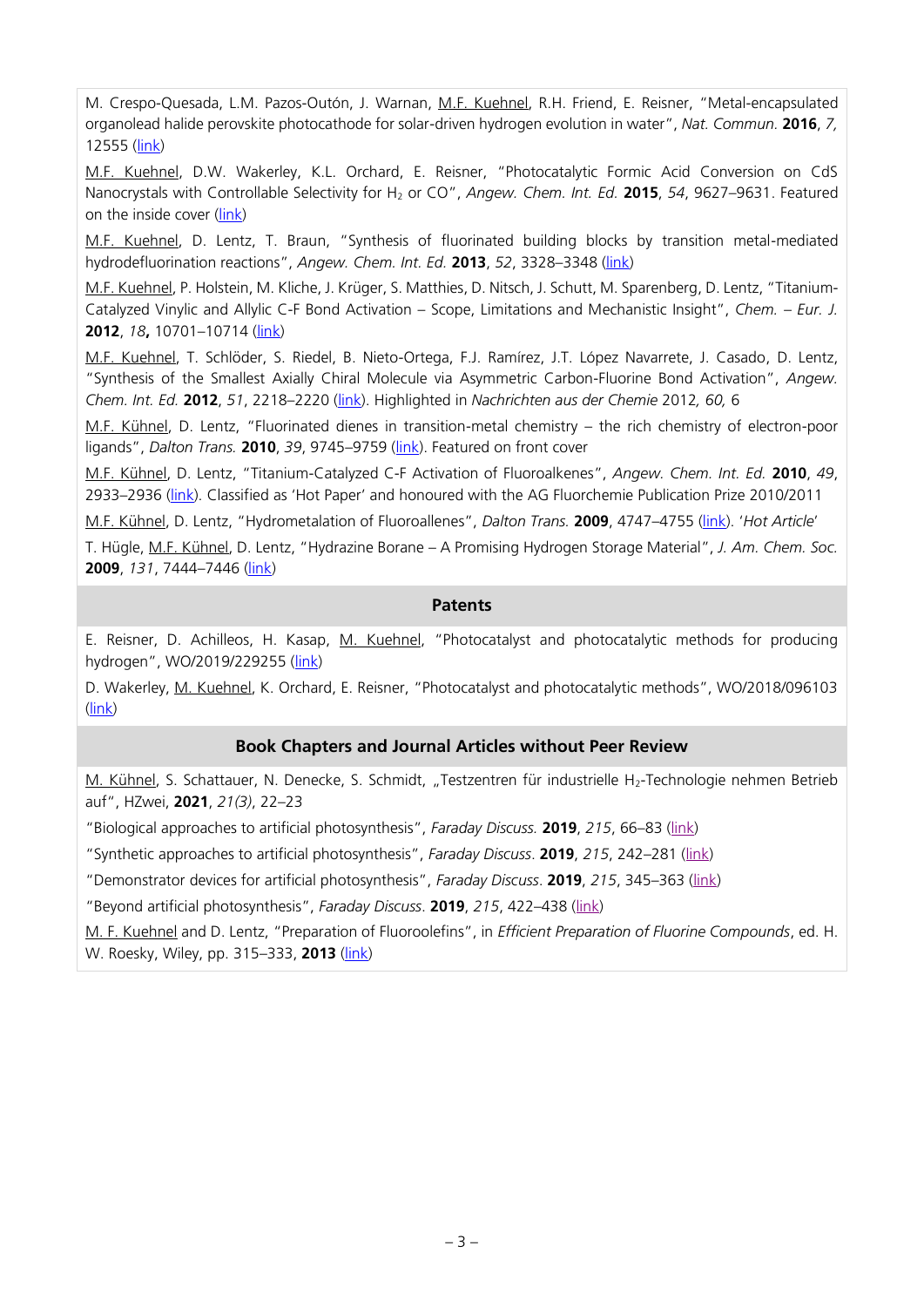M. Crespo-Quesada, L.M. Pazos-Outón, J. Warnan, M.F. Kuehnel, R.H. Friend, E. Reisner, "Metal-encapsulated organolead halide perovskite photocathode for solar-driven hydrogen evolution in water", *Nat. Commun.* **2016**, *7,* 12555 (link)

M.F. Kuehnel, D.W. Wakerley, K.L. Orchard, E. Reisner, "Photocatalytic Formic Acid Conversion on CdS Nanocrystals with Controllable Selectivity for $H_2$ or CO", *Angew. Chem. Int. Ed.* **2015**, *54*, 9627–9631. Featured on the inside cover (link)

M.F. Kuehnel, D. Lentz, T. Braun, "Synthesis of fluorinated building blocks by transition metal-mediated hydrodefluorination reactions", *Angew. Chem. Int. Ed.* **2013**, *52*, 3328–3348 (link)

M.F. Kuehnel, P. Holstein, M. Kliche, J. Krüger, S. Matthies, D. Nitsch, J. Schutt, M. Sparenberg, D. Lentz, "Titanium-Catalyzed Vinylic and Allylic C-F Bond Activation – Scope, Limitations and Mechanistic Insight", *Chem. – Eur. J.* **2012**, *18***,** 10701–10714 (link)

M.F. Kuehnel, T. Schlöder, S. Riedel, B. Nieto-Ortega, F.J. Ramírez, J.T. López Navarrete, J. Casado, D. Lentz, "Synthesis of the Smallest Axially Chiral Molecule via Asymmetric Carbon-Fluorine Bond Activation", *Angew. Chem. Int. Ed.* **2012**, *51*, 2218–2220 (link). Highlighted in *Nachrichten aus der Chemie* 2012*, 60,* 6

M.F. Kühnel, D. Lentz, "Fluorinated dienes in transition-metal chemistry – the rich chemistry of electron-poor ligands", *Dalton Trans.* **2010**, *39*, 9745–9759 (link). Featured on front cover

M.F. Kühnel, D. Lentz, "Titanium-Catalyzed C-F Activation of Fluoroalkenes", *Angew. Chem. Int. Ed.* **2010**, *49*, 2933–2936 (link). Classified as 'Hot Paper' and honoured with the AG Fluorchemie Publication Prize 2010/2011

M.F. Kühnel, D. Lentz, "Hydrometalation of Fluoroallenes", *Dalton Trans.* **2009**, 4747–4755 (link). '*Hot Article*'

T. Hügle, M.F. Kühnel, D. Lentz, "Hydrazine Borane – A Promising Hydrogen Storage Material", *J. Am. Chem. Soc.* **2009**, *131*, 7444–7446 (link)

## Patents

E. Reisner, D. Achilleos, H. Kasap, M. Kuehnel, "Photocatalyst and photocatalytic methods for producing hydrogen", WO/2019/229255 (link)

D. Wakerley, M. Kuehnel, K. Orchard, E. Reisner, "Photocatalyst and photocatalytic methods", WO/2018/096103 (link)

## Book Chapters and Journal Articles without Peer Review

M. Kühnel, S. Schattauer, N. Denecke, S. Schmidt, „Testzentren für industrielle $H_2$-Technologie nehmen Betrieb auf", HZwei, **2021**, *21(3)*, 22–23

"Biological approaches to artificial photosynthesis", *Faraday Discuss.* **2019**, *215*, 66–83 (link)

"Synthetic approaches to artificial photosynthesis", *Faraday Discuss*. **2019**, *215*, 242–281 (link)

"Demonstrator devices for artificial photosynthesis", *Faraday Discuss*. **2019**, *215*, 345–363 (link)

"Beyond artificial photosynthesis", *Faraday Discuss.* **2019**, *215*, 422–438 (link)

M. F. Kuehnel and D. Lentz, "Preparation of Fluoroolefins", in *Efficient Preparation of Fluorine Compounds*, ed. H. W. Roesky, Wiley, pp. 315–333, **2013** (link)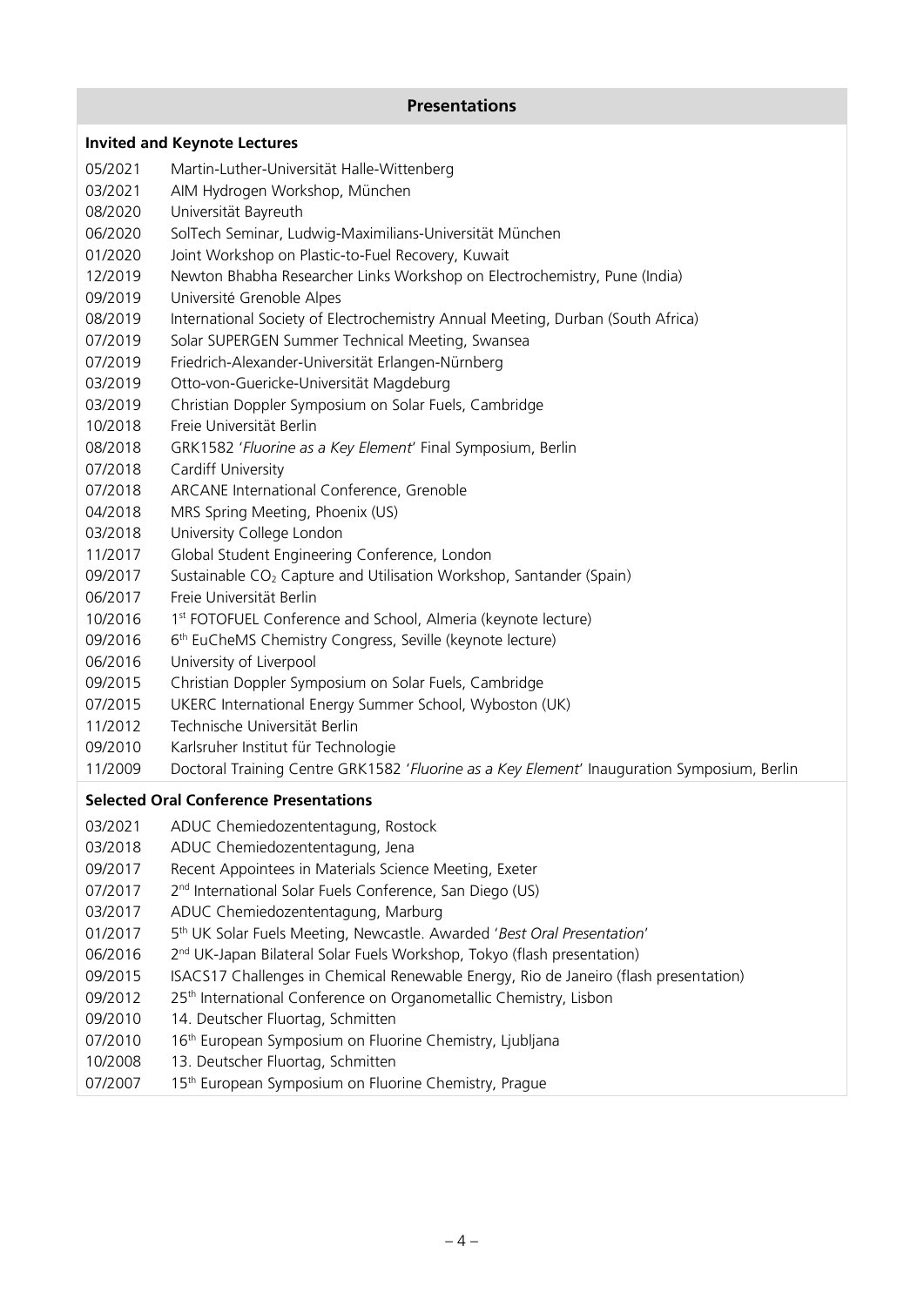## Presentations

### Invited and Keynote Lectures

05/2021 Martin-Luther-Universität Halle-Wittenberg
03/2021 AIM Hydrogen Workshop, München
08/2020 Universität Bayreuth
06/2020 SolTech Seminar, Ludwig-Maximilians-Universität München
01/2020 Joint Workshop on Plastic-to-Fuel Recovery, Kuwait
12/2019 Newton Bhabha Researcher Links Workshop on Electrochemistry, Pune (India)
09/2019 Université Grenoble Alpes
08/2019 International Society of Electrochemistry Annual Meeting, Durban (South Africa)
07/2019 Solar SUPERGEN Summer Technical Meeting, Swansea
07/2019 Friedrich-Alexander-Universität Erlangen-Nürnberg
03/2019 Otto-von-Guericke-Universität Magdeburg
03/2019 Christian Doppler Symposium on Solar Fuels, Cambridge
10/2018 Freie Universität Berlin
08/2018 GRK1582 '*Fluorine as a Key Element*' Final Symposium, Berlin
07/2018 Cardiff University
07/2018 ARCANE International Conference, Grenoble
04/2018 MRS Spring Meeting, Phoenix (US)
03/2018 University College London
11/2017 Global Student Engineering Conference, London
09/2017 Sustainable $CO_2$ Capture and Utilisation Workshop, Santander (Spain)
06/2017 Freie Universität Berlin
10/2016 1st FOTOFUEL Conference and School, Almeria (keynote lecture)
09/2016 6th EuCheMS Chemistry Congress, Seville (keynote lecture)
06/2016 University of Liverpool
09/2015 Christian Doppler Symposium on Solar Fuels, Cambridge
07/2015 UKERC International Energy Summer School, Wyboston (UK)
11/2012 Technische Universität Berlin
09/2010 Karlsruher Institut für Technologie
11/2009 Doctoral Training Centre GRK1582 '*Fluorine as a Key Element*' Inauguration Symposium, Berlin

### Selected Oral Conference Presentations

03/2021 ADUC Chemiedozententagung, Rostock
03/2018 ADUC Chemiedozententagung, Jena
09/2017 Recent Appointees in Materials Science Meeting, Exeter
07/2017 2nd International Solar Fuels Conference, San Diego (US)
03/2017 ADUC Chemiedozententagung, Marburg
01/2017 5th UK Solar Fuels Meeting, Newcastle. Awarded '*Best Oral Presentation*'
06/2016 2nd UK-Japan Bilateral Solar Fuels Workshop, Tokyo (flash presentation)
09/2015 ISACS17 Challenges in Chemical Renewable Energy, Rio de Janeiro (flash presentation)
09/2012 25th International Conference on Organometallic Chemistry, Lisbon
09/2010 14. Deutscher Fluortag, Schmitten
07/2010 16th European Symposium on Fluorine Chemistry, Ljubljana
10/2008 13. Deutscher Fluortag, Schmitten
07/2007 15th European Symposium on Fluorine Chemistry, Prague